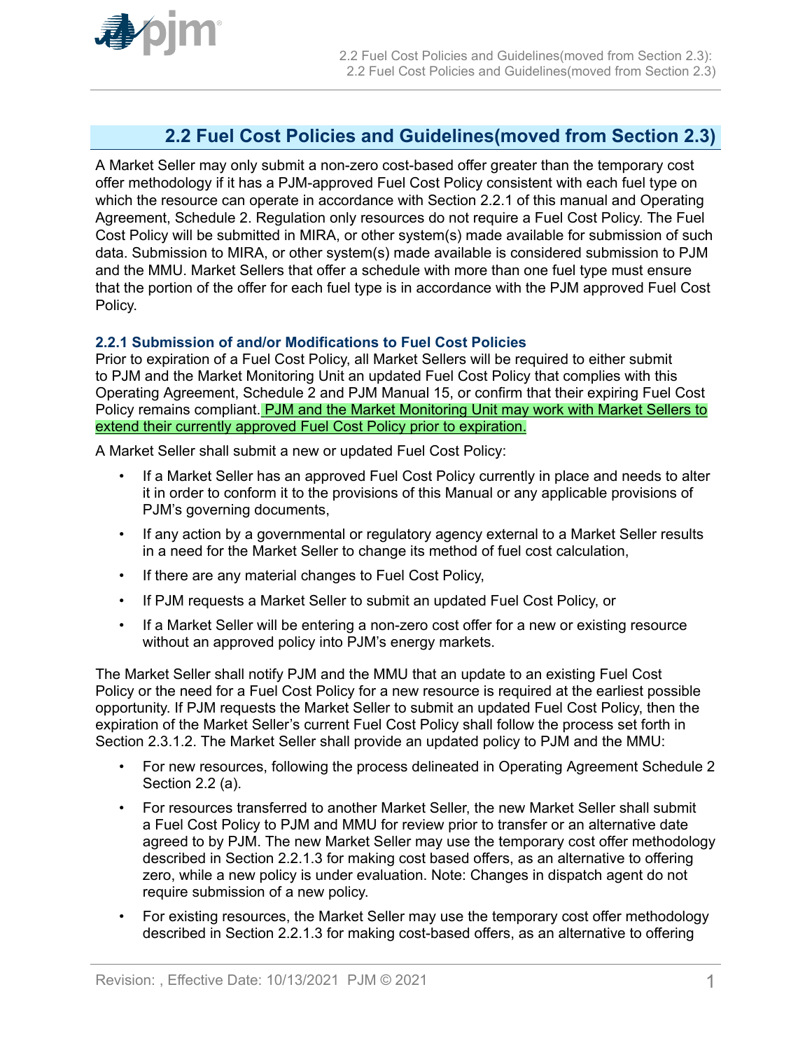## 2.2 Fuel Cost Policies and Guidelines(moved from Section 2.3)

A Market Seller may only submit a non-zero cost-based offer greater than the temporary cost offer methodology if it has a PJM-approved Fuel Cost Policy consistent with each fuel type on which the resource can operate in accordance with Section 2.2.1 of this manual and Operating Agreement, Schedule 2. Regulation only resources do not require a Fuel Cost Policy. The Fuel Cost Policy will be submitted in MIRA, or other system(s) made available for submission of such data. Submission to MIRA, or other system(s) made available is considered submission to PJM and the MMU. Market Sellers that offer a schedule with more than one fuel type must ensure that the portion of the offer for each fuel type is in accordance with the PJM approved Fuel Cost Policy.

### 2.2.1 Submission of and/or Modifications to Fuel Cost Policies

Prior to expiration of a Fuel Cost Policy, all Market Sellers will be required to either submit to PJM and the Market Monitoring Unit an updated Fuel Cost Policy that complies with this Operating Agreement, Schedule 2 and PJM Manual 15, or confirm that their expiring Fuel Cost Policy remains compliant. PJM and the Market Monitoring Unit may work with Market Sellers to extend their currently approved Fuel Cost Policy prior to expiration.

A Market Seller shall submit a new or updated Fuel Cost Policy:

- If a Market Seller has an approved Fuel Cost Policy currently in place and needs to alter it in order to conform it to the provisions of this Manual or any applicable provisions of PJM's governing documents,
- If any action by a governmental or regulatory agency external to a Market Seller results in a need for the Market Seller to change its method of fuel cost calculation,
- If there are any material changes to Fuel Cost Policy,
- If PJM requests a Market Seller to submit an updated Fuel Cost Policy, or
- If a Market Seller will be entering a non-zero cost offer for a new or existing resource without an approved policy into PJM's energy markets.

The Market Seller shall notify PJM and the MMU that an update to an existing Fuel Cost Policy or the need for a Fuel Cost Policy for a new resource is required at the earliest possible opportunity. If PJM requests the Market Seller to submit an updated Fuel Cost Policy, then the expiration of the Market Seller's current Fuel Cost Policy shall follow the process set forth in Section 2.3.1.2. The Market Seller shall provide an updated policy to PJM and the MMU:

- For new resources, following the process delineated in Operating Agreement Schedule 2 Section 2.2 (a).
- For resources transferred to another Market Seller, the new Market Seller shall submit a Fuel Cost Policy to PJM and MMU for review prior to transfer or an alternative date agreed to by PJM. The new Market Seller may use the temporary cost offer methodology described in Section 2.2.1.3 for making cost based offers, as an alternative to offering zero, while a new policy is under evaluation. Note: Changes in dispatch agent do not require submission of a new policy.
- For existing resources, the Market Seller may use the temporary cost offer methodology described in Section 2.2.1.3 for making cost-based offers, as an alternative to offering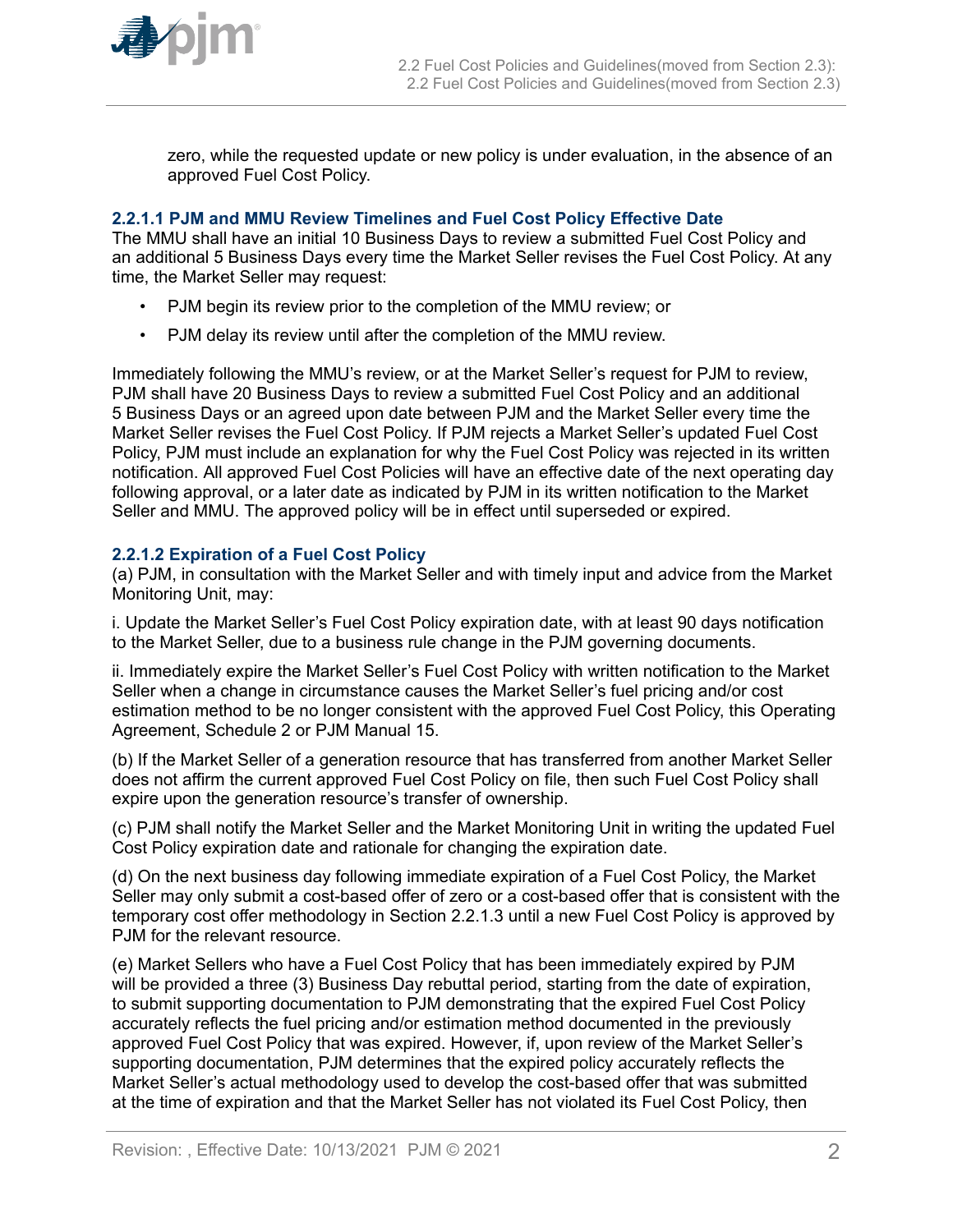zero, while the requested update or new policy is under evaluation, in the absence of an approved Fuel Cost Policy.

#### 2.2.1.1 PJM and MMU Review Timelines and Fuel Cost Policy Effective Date

The MMU shall have an initial 10 Business Days to review a submitted Fuel Cost Policy and an additional 5 Business Days every time the Market Seller revises the Fuel Cost Policy. At any time, the Market Seller may request:

- PJM begin its review prior to the completion of the MMU review; or
- PJM delay its review until after the completion of the MMU review.

Immediately following the MMU's review, or at the Market Seller's request for PJM to review, PJM shall have 20 Business Days to review a submitted Fuel Cost Policy and an additional 5 Business Days or an agreed upon date between PJM and the Market Seller every time the Market Seller revises the Fuel Cost Policy. If PJM rejects a Market Seller's updated Fuel Cost Policy, PJM must include an explanation for why the Fuel Cost Policy was rejected in its written notification. All approved Fuel Cost Policies will have an effective date of the next operating day following approval, or a later date as indicated by PJM in its written notification to the Market Seller and MMU. The approved policy will be in effect until superseded or expired.

#### 2.2.1.2 Expiration of a Fuel Cost Policy

(a) PJM, in consultation with the Market Seller and with timely input and advice from the Market Monitoring Unit, may:

i. Update the Market Seller's Fuel Cost Policy expiration date, with at least 90 days notification to the Market Seller, due to a business rule change in the PJM governing documents.

ii. Immediately expire the Market Seller's Fuel Cost Policy with written notification to the Market Seller when a change in circumstance causes the Market Seller's fuel pricing and/or cost estimation method to be no longer consistent with the approved Fuel Cost Policy, this Operating Agreement, Schedule 2 or PJM Manual 15.

(b) If the Market Seller of a generation resource that has transferred from another Market Seller does not affirm the current approved Fuel Cost Policy on file, then such Fuel Cost Policy shall expire upon the generation resource's transfer of ownership.

(c) PJM shall notify the Market Seller and the Market Monitoring Unit in writing the updated Fuel Cost Policy expiration date and rationale for changing the expiration date.

(d) On the next business day following immediate expiration of a Fuel Cost Policy, the Market Seller may only submit a cost-based offer of zero or a cost-based offer that is consistent with the temporary cost offer methodology in Section 2.2.1.3 until a new Fuel Cost Policy is approved by PJM for the relevant resource.

(e) Market Sellers who have a Fuel Cost Policy that has been immediately expired by PJM will be provided a three (3) Business Day rebuttal period, starting from the date of expiration, to submit supporting documentation to PJM demonstrating that the expired Fuel Cost Policy accurately reflects the fuel pricing and/or estimation method documented in the previously approved Fuel Cost Policy that was expired. However, if, upon review of the Market Seller's supporting documentation, PJM determines that the expired policy accurately reflects the Market Seller's actual methodology used to develop the cost-based offer that was submitted at the time of expiration and that the Market Seller has not violated its Fuel Cost Policy, then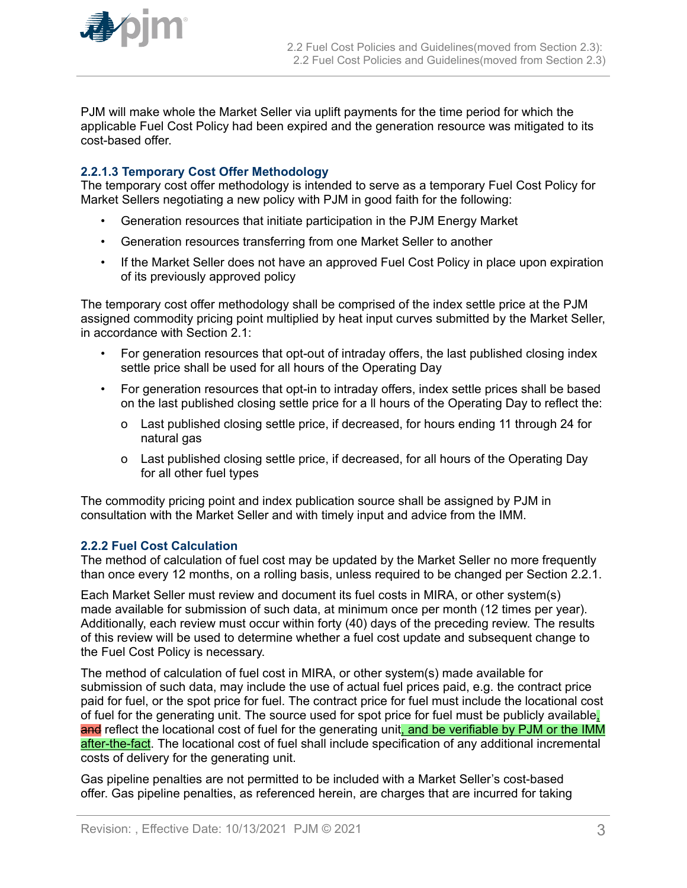PJM will make whole the Market Seller via uplift payments for the time period for which the applicable Fuel Cost Policy had been expired and the generation resource was mitigated to its cost-based offer.

### 2.2.1.3 Temporary Cost Offer Methodology

The temporary cost offer methodology is intended to serve as a temporary Fuel Cost Policy for Market Sellers negotiating a new policy with PJM in good faith for the following:

- Generation resources that initiate participation in the PJM Energy Market
- Generation resources transferring from one Market Seller to another
- If the Market Seller does not have an approved Fuel Cost Policy in place upon expiration of its previously approved policy

The temporary cost offer methodology shall be comprised of the index settle price at the PJM assigned commodity pricing point multiplied by heat input curves submitted by the Market Seller, in accordance with Section 2.1:

- For generation resources that opt-out of intraday offers, the last published closing index settle price shall be used for all hours of the Operating Day
- For generation resources that opt-in to intraday offers, index settle prices shall be based on the last published closing settle price for a ll hours of the Operating Day to reflect the:
  - Last published closing settle price, if decreased, for hours ending 11 through 24 for natural gas
  - Last published closing settle price, if decreased, for all hours of the Operating Day for all other fuel types

The commodity pricing point and index publication source shall be assigned by PJM in consultation with the Market Seller and with timely input and advice from the IMM.

### 2.2.2 Fuel Cost Calculation

The method of calculation of fuel cost may be updated by the Market Seller no more frequently than once every 12 months, on a rolling basis, unless required to be changed per Section 2.2.1.

Each Market Seller must review and document its fuel costs in MIRA, or other system(s) made available for submission of such data, at minimum once per month (12 times per year). Additionally, each review must occur within forty (40) days of the preceding review. The results of this review will be used to determine whether a fuel cost update and subsequent change to the Fuel Cost Policy is necessary.

The method of calculation of fuel cost in MIRA, or other system(s) made available for submission of such data, may include the use of actual fuel prices paid, e.g. the contract price paid for fuel, or the spot price for fuel. The contract price for fuel must include the locational cost of fuel for the generating unit. The source used for spot price for fuel must be publicly available, ~~and~~ reflect the locational cost of fuel for the generating unit, and be verifiable by PJM or the IMM after-the-fact. The locational cost of fuel shall include specification of any additional incremental costs of delivery for the generating unit.

Gas pipeline penalties are not permitted to be included with a Market Seller's cost-based offer. Gas pipeline penalties, as referenced herein, are charges that are incurred for taking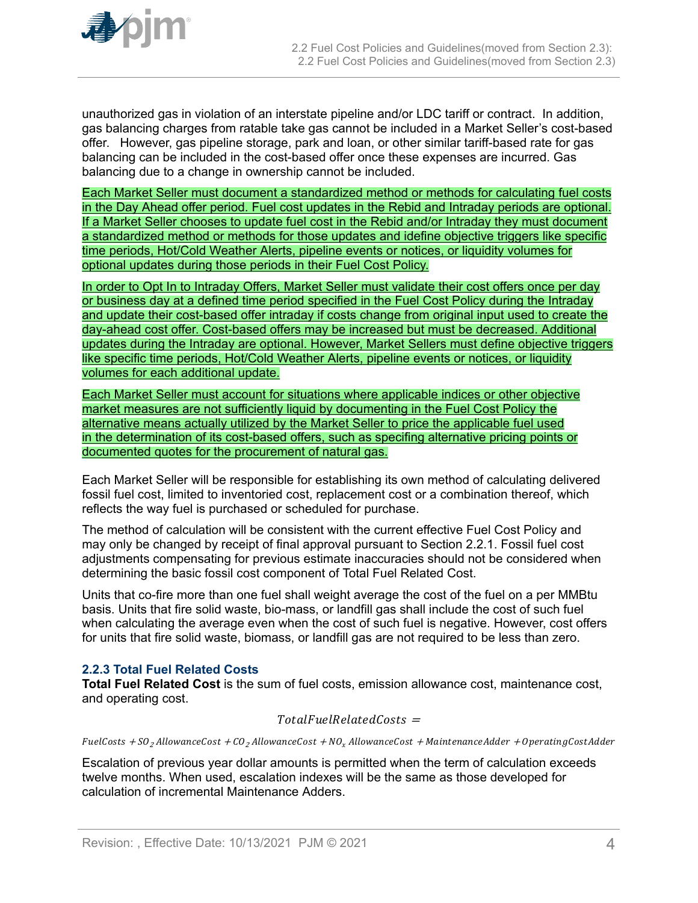unauthorized gas in violation of an interstate pipeline and/or LDC tariff or contract. In addition, gas balancing charges from ratable take gas cannot be included in a Market Seller's cost-based offer. However, gas pipeline storage, park and loan, or other similar tariff-based rate for gas balancing can be included in the cost-based offer once these expenses are incurred. Gas balancing due to a change in ownership cannot be included.

Each Market Seller must document a standardized method or methods for calculating fuel costs in the Day Ahead offer period. Fuel cost updates in the Rebid and Intraday periods are optional. If a Market Seller chooses to update fuel cost in the Rebid and/or Intraday they must document a standardized method or methods for those updates and idefine objective triggers like specific time periods, Hot/Cold Weather Alerts, pipeline events or notices, or liquidity volumes for optional updates during those periods in their Fuel Cost Policy.

In order to Opt In to Intraday Offers, Market Seller must validate their cost offers once per day or business day at a defined time period specified in the Fuel Cost Policy during the Intraday and update their cost-based offer intraday if costs change from original input used to create the day-ahead cost offer. Cost-based offers may be increased but must be decreased. Additional updates during the Intraday are optional. However, Market Sellers must define objective triggers like specific time periods, Hot/Cold Weather Alerts, pipeline events or notices, or liquidity volumes for each additional update.

Each Market Seller must account for situations where applicable indices or other objective market measures are not sufficiently liquid by documenting in the Fuel Cost Policy the alternative means actually utilized by the Market Seller to price the applicable fuel used in the determination of its cost-based offers, such as specifing alternative pricing points or documented quotes for the procurement of natural gas.

Each Market Seller will be responsible for establishing its own method of calculating delivered fossil fuel cost, limited to inventoried cost, replacement cost or a combination thereof, which reflects the way fuel is purchased or scheduled for purchase.

The method of calculation will be consistent with the current effective Fuel Cost Policy and may only be changed by receipt of final approval pursuant to Section 2.2.1. Fossil fuel cost adjustments compensating for previous estimate inaccuracies should not be considered when determining the basic fossil cost component of Total Fuel Related Cost.

Units that co-fire more than one fuel shall weight average the cost of the fuel on a per MMBtu basis. Units that fire solid waste, bio-mass, or landfill gas shall include the cost of such fuel when calculating the average even when the cost of such fuel is negative. However, cost offers for units that fire solid waste, biomass, or landfill gas are not required to be less than zero.

### 2.2.3 Total Fuel Related Costs

**Total Fuel Related Cost** is the sum of fuel costs, emission allowance cost, maintenance cost, and operating cost.

$$TotalFuelRelatedCosts =$$

$$FuelCosts + SO_2\,AllowanceCost + CO_2\,AllowanceCost + NO_x\,AllowanceCost + MaintenanceAdder + OperatingCostAdder$$

Escalation of previous year dollar amounts is permitted when the term of calculation exceeds twelve months. When used, escalation indexes will be the same as those developed for calculation of incremental Maintenance Adders.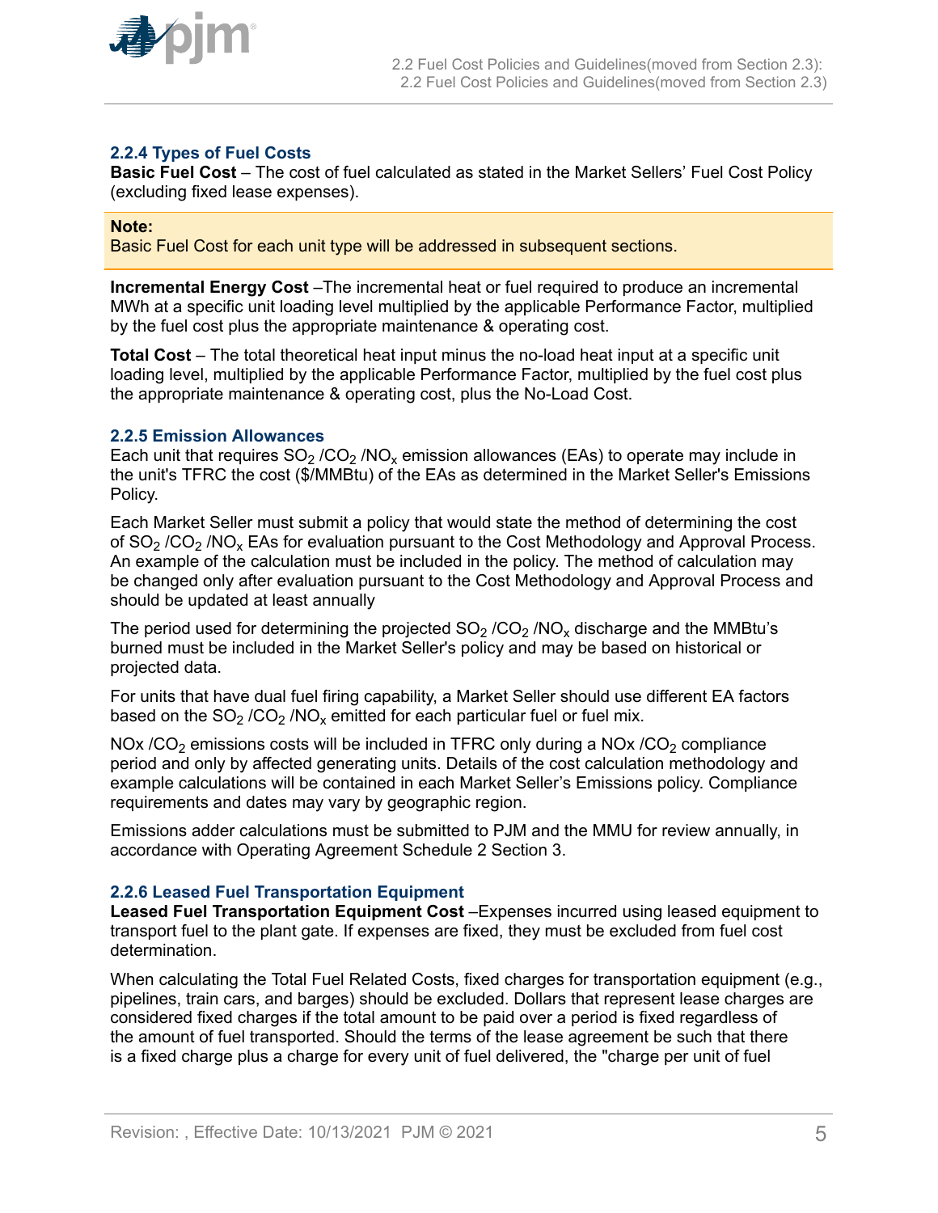### 2.2.4 Types of Fuel Costs

**Basic Fuel Cost** – The cost of fuel calculated as stated in the Market Sellers' Fuel Cost Policy (excluding fixed lease expenses).

> **Note:**
> Basic Fuel Cost for each unit type will be addressed in subsequent sections.

**Incremental Energy Cost** –The incremental heat or fuel required to produce an incremental MWh at a specific unit loading level multiplied by the applicable Performance Factor, multiplied by the fuel cost plus the appropriate maintenance & operating cost.

**Total Cost** – The total theoretical heat input minus the no-load heat input at a specific unit loading level, multiplied by the applicable Performance Factor, multiplied by the fuel cost plus the appropriate maintenance & operating cost, plus the No-Load Cost.

### 2.2.5 Emission Allowances

Each unit that requires $SO_2$ /$CO_2$ /$NO_x$ emission allowances (EAs) to operate may include in the unit's TFRC the cost ($/MMBtu) of the EAs as determined in the Market Seller's Emissions Policy.

Each Market Seller must submit a policy that would state the method of determining the cost of $SO_2$ /$CO_2$ /$NO_x$ EAs for evaluation pursuant to the Cost Methodology and Approval Process. An example of the calculation must be included in the policy. The method of calculation may be changed only after evaluation pursuant to the Cost Methodology and Approval Process and should be updated at least annually

The period used for determining the projected $SO_2$ /$CO_2$ /$NO_x$ discharge and the MMBtu's burned must be included in the Market Seller's policy and may be based on historical or projected data.

For units that have dual fuel firing capability, a Market Seller should use different EA factors based on the $SO_2$ /$CO_2$ /$NO_x$ emitted for each particular fuel or fuel mix.

NOx /$CO_2$ emissions costs will be included in TFRC only during a NOx /$CO_2$ compliance period and only by affected generating units. Details of the cost calculation methodology and example calculations will be contained in each Market Seller's Emissions policy. Compliance requirements and dates may vary by geographic region.

Emissions adder calculations must be submitted to PJM and the MMU for review annually, in accordance with Operating Agreement Schedule 2 Section 3.

### 2.2.6 Leased Fuel Transportation Equipment

**Leased Fuel Transportation Equipment Cost** –Expenses incurred using leased equipment to transport fuel to the plant gate. If expenses are fixed, they must be excluded from fuel cost determination.

When calculating the Total Fuel Related Costs, fixed charges for transportation equipment (e.g., pipelines, train cars, and barges) should be excluded. Dollars that represent lease charges are considered fixed charges if the total amount to be paid over a period is fixed regardless of the amount of fuel transported. Should the terms of the lease agreement be such that there is a fixed charge plus a charge for every unit of fuel delivered, the "charge per unit of fuel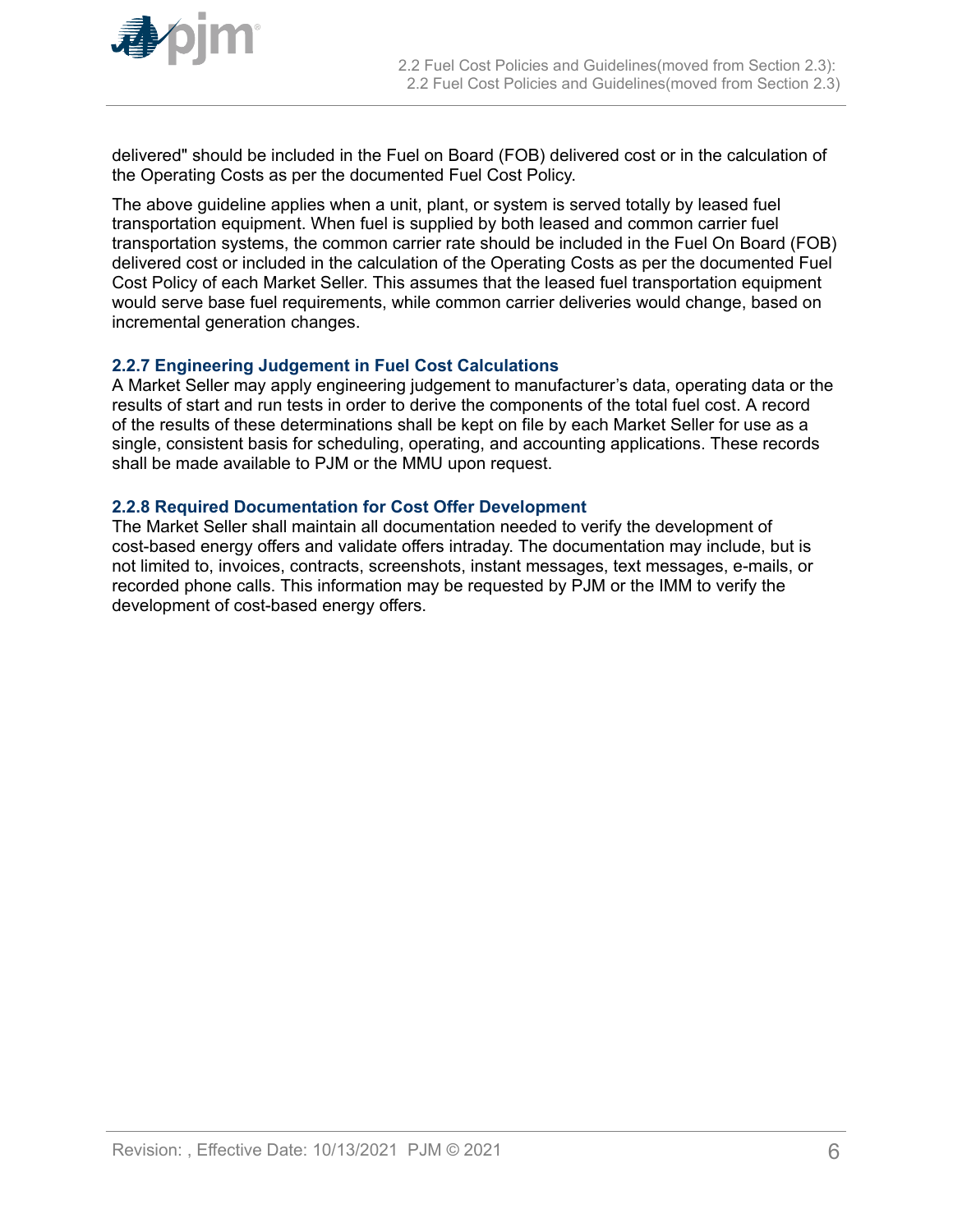delivered" should be included in the Fuel on Board (FOB) delivered cost or in the calculation of the Operating Costs as per the documented Fuel Cost Policy.

The above guideline applies when a unit, plant, or system is served totally by leased fuel transportation equipment. When fuel is supplied by both leased and common carrier fuel transportation systems, the common carrier rate should be included in the Fuel On Board (FOB) delivered cost or included in the calculation of the Operating Costs as per the documented Fuel Cost Policy of each Market Seller. This assumes that the leased fuel transportation equipment would serve base fuel requirements, while common carrier deliveries would change, based on incremental generation changes.

### 2.2.7 Engineering Judgement in Fuel Cost Calculations

A Market Seller may apply engineering judgement to manufacturer's data, operating data or the results of start and run tests in order to derive the components of the total fuel cost. A record of the results of these determinations shall be kept on file by each Market Seller for use as a single, consistent basis for scheduling, operating, and accounting applications. These records shall be made available to PJM or the MMU upon request.

### 2.2.8 Required Documentation for Cost Offer Development

The Market Seller shall maintain all documentation needed to verify the development of cost-based energy offers and validate offers intraday. The documentation may include, but is not limited to, invoices, contracts, screenshots, instant messages, text messages, e-mails, or recorded phone calls. This information may be requested by PJM or the IMM to verify the development of cost-based energy offers.